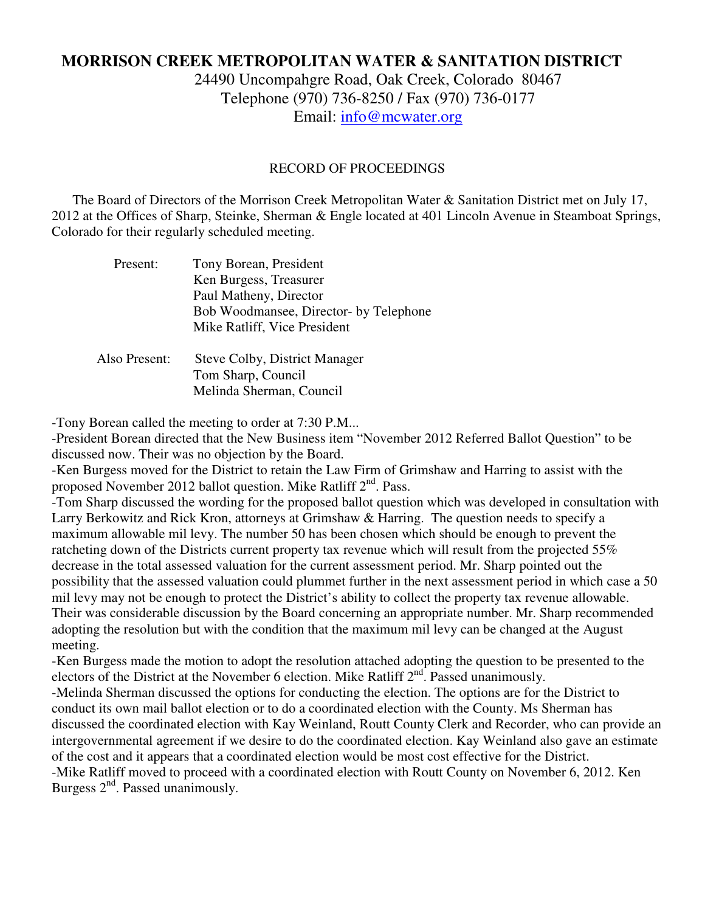# MORRISON CREEK METROPOLITAN WATER & SANITATION DISTRICT

24490 Uncompahgre Road, Oak Creek, Colorado 80467
Telephone (970) 736-8250 / Fax (970) 736-0177
Email: info@mcwater.org

RECORD OF PROCEEDINGS

The Board of Directors of the Morrison Creek Metropolitan Water & Sanitation District met on July 17, 2012 at the Offices of Sharp, Steinke, Sherman & Engle located at 401 Lincoln Avenue in Steamboat Springs, Colorado for their regularly scheduled meeting.

Present:
- Tony Borean, President
- Ken Burgess, Treasurer
- Paul Matheny, Director
- Bob Woodmansee, Director- by Telephone
- Mike Ratliff, Vice President

Also Present:
- Steve Colby, District Manager
- Tom Sharp, Council
- Melinda Sherman, Council

-Tony Borean called the meeting to order at 7:30 P.M...

-President Borean directed that the New Business item "November 2012 Referred Ballot Question" to be discussed now. Their was no objection by the Board.

-Ken Burgess moved for the District to retain the Law Firm of Grimshaw and Harring to assist with the proposed November 2012 ballot question. Mike Ratliff 2nd. Pass.

-Tom Sharp discussed the wording for the proposed ballot question which was developed in consultation with Larry Berkowitz and Rick Kron, attorneys at Grimshaw & Harring. The question needs to specify a maximum allowable mil levy. The number 50 has been chosen which should be enough to prevent the ratcheting down of the Districts current property tax revenue which will result from the projected 55% decrease in the total assessed valuation for the current assessment period. Mr. Sharp pointed out the possibility that the assessed valuation could plummet further in the next assessment period in which case a 50 mil levy may not be enough to protect the District's ability to collect the property tax revenue allowable. Their was considerable discussion by the Board concerning an appropriate number. Mr. Sharp recommended adopting the resolution but with the condition that the maximum mil levy can be changed at the August meeting.

-Ken Burgess made the motion to adopt the resolution attached adopting the question to be presented to the electors of the District at the November 6 election. Mike Ratliff 2nd. Passed unanimously.

-Melinda Sherman discussed the options for conducting the election. The options are for the District to conduct its own mail ballot election or to do a coordinated election with the County. Ms Sherman has discussed the coordinated election with Kay Weinland, Routt County Clerk and Recorder, who can provide an intergovernmental agreement if we desire to do the coordinated election. Kay Weinland also gave an estimate of the cost and it appears that a coordinated election would be most cost effective for the District.

-Mike Ratliff moved to proceed with a coordinated election with Routt County on November 6, 2012. Ken Burgess 2nd. Passed unanimously.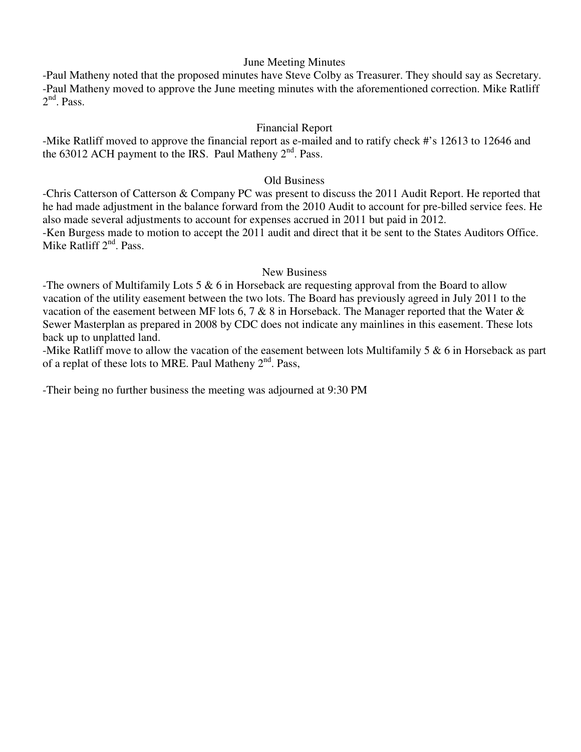## June Meeting Minutes

-Paul Matheny noted that the proposed minutes have Steve Colby as Treasurer. They should say as Secretary.
-Paul Matheny moved to approve the June meeting minutes with the aforementioned correction. Mike Ratliff 2nd. Pass.

## Financial Report

-Mike Ratliff moved to approve the financial report as e-mailed and to ratify check #'s 12613 to 12646 and the 63012 ACH payment to the IRS. Paul Matheny 2nd. Pass.

## Old Business

-Chris Catterson of Catterson & Company PC was present to discuss the 2011 Audit Report. He reported that he had made adjustment in the balance forward from the 2010 Audit to account for pre-billed service fees. He also made several adjustments to account for expenses accrued in 2011 but paid in 2012.
-Ken Burgess made to motion to accept the 2011 audit and direct that it be sent to the States Auditors Office. Mike Ratliff 2nd. Pass.

## New Business

-The owners of Multifamily Lots 5 & 6 in Horseback are requesting approval from the Board to allow vacation of the utility easement between the two lots. The Board has previously agreed in July 2011 to the vacation of the easement between MF lots 6, 7 & 8 in Horseback. The Manager reported that the Water & Sewer Masterplan as prepared in 2008 by CDC does not indicate any mainlines in this easement. These lots back up to unplatted land.
-Mike Ratliff move to allow the vacation of the easement between lots Multifamily 5 & 6 in Horseback as part of a replat of these lots to MRE. Paul Matheny 2nd. Pass,

-Their being no further business the meeting was adjourned at 9:30 PM